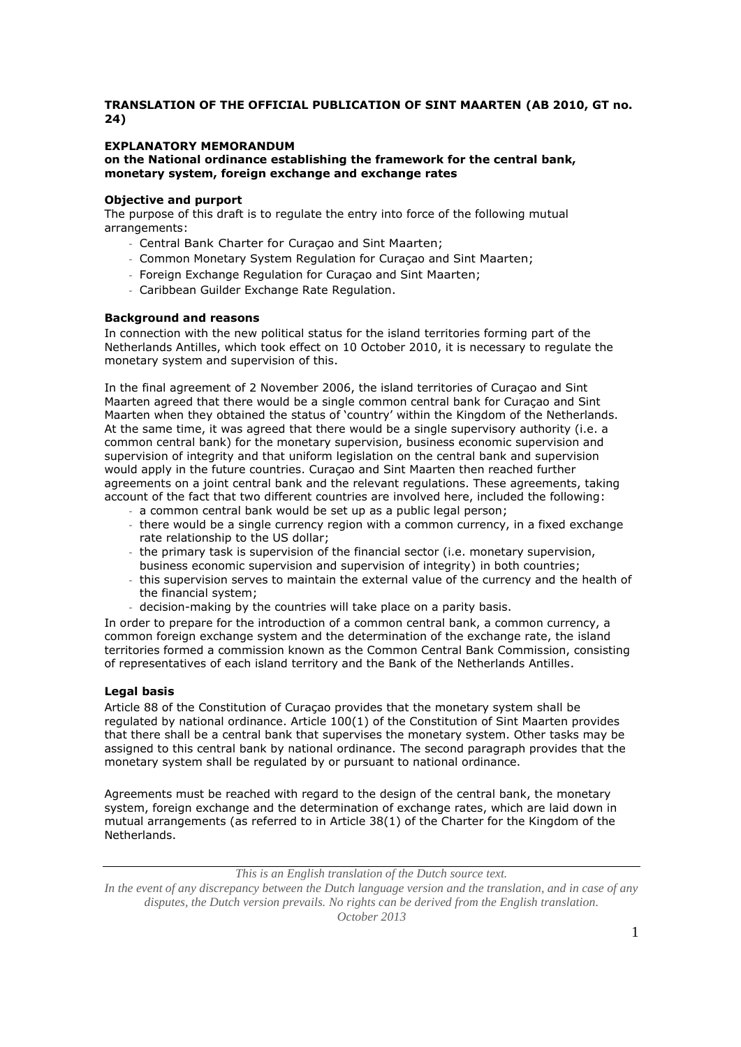**TRANSLATION OF THE OFFICIAL PUBLICATION OF SINT MAARTEN (AB 2010, GT no. 24)**

**EXPLANATORY MEMORANDUM**
**on the National ordinance establishing the framework for the central bank, monetary system, foreign exchange and exchange rates**

**Objective and purport**

The purpose of this draft is to regulate the entry into force of the following mutual arrangements:

- Central Bank Charter for Curaçao and Sint Maarten;
- Common Monetary System Regulation for Curaçao and Sint Maarten;
- Foreign Exchange Regulation for Curaçao and Sint Maarten;
- Caribbean Guilder Exchange Rate Regulation.

**Background and reasons**

In connection with the new political status for the island territories forming part of the Netherlands Antilles, which took effect on 10 October 2010, it is necessary to regulate the monetary system and supervision of this.

In the final agreement of 2 November 2006, the island territories of Curaçao and Sint Maarten agreed that there would be a single common central bank for Curaçao and Sint Maarten when they obtained the status of 'country' within the Kingdom of the Netherlands. At the same time, it was agreed that there would be a single supervisory authority (i.e. a common central bank) for the monetary supervision, business economic supervision and supervision of integrity and that uniform legislation on the central bank and supervision would apply in the future countries. Curaçao and Sint Maarten then reached further agreements on a joint central bank and the relevant regulations. These agreements, taking account of the fact that two different countries are involved here, included the following:

- a common central bank would be set up as a public legal person;
- there would be a single currency region with a common currency, in a fixed exchange rate relationship to the US dollar;
- the primary task is supervision of the financial sector (i.e. monetary supervision, business economic supervision and supervision of integrity) in both countries;
- this supervision serves to maintain the external value of the currency and the health of the financial system;
- decision-making by the countries will take place on a parity basis.

In order to prepare for the introduction of a common central bank, a common currency, a common foreign exchange system and the determination of the exchange rate, the island territories formed a commission known as the Common Central Bank Commission, consisting of representatives of each island territory and the Bank of the Netherlands Antilles.

**Legal basis**

Article 88 of the Constitution of Curaçao provides that the monetary system shall be regulated by national ordinance. Article 100(1) of the Constitution of Sint Maarten provides that there shall be a central bank that supervises the monetary system. Other tasks may be assigned to this central bank by national ordinance. The second paragraph provides that the monetary system shall be regulated by or pursuant to national ordinance.

Agreements must be reached with regard to the design of the central bank, the monetary system, foreign exchange and the determination of exchange rates, which are laid down in mutual arrangements (as referred to in Article 38(1) of the Charter for the Kingdom of the Netherlands.

*This is an English translation of the Dutch source text.*
*In the event of any discrepancy between the Dutch language version and the translation, and in case of any disputes, the Dutch version prevails. No rights can be derived from the English translation.*
*October 2013*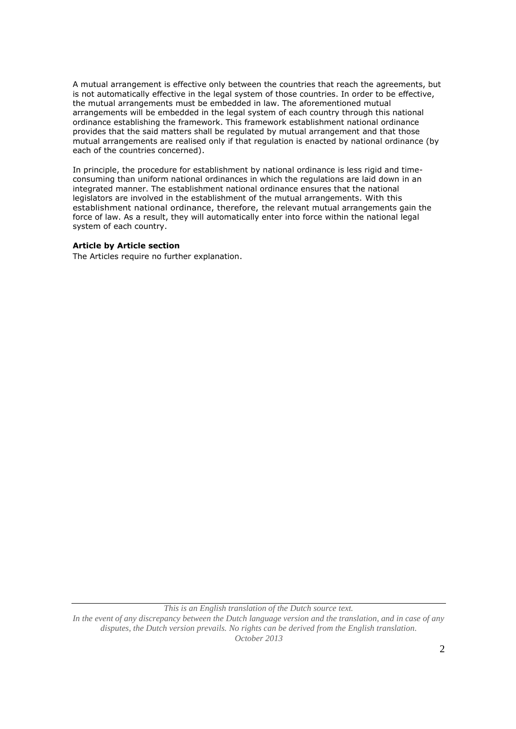A mutual arrangement is effective only between the countries that reach the agreements, but is not automatically effective in the legal system of those countries. In order to be effective, the mutual arrangements must be embedded in law. The aforementioned mutual arrangements will be embedded in the legal system of each country through this national ordinance establishing the framework. This framework establishment national ordinance provides that the said matters shall be regulated by mutual arrangement and that those mutual arrangements are realised only if that regulation is enacted by national ordinance (by each of the countries concerned).

In principle, the procedure for establishment by national ordinance is less rigid and time-consuming than uniform national ordinances in which the regulations are laid down in an integrated manner. The establishment national ordinance ensures that the national legislators are involved in the establishment of the mutual arrangements. With this establishment national ordinance, therefore, the relevant mutual arrangements gain the force of law. As a result, they will automatically enter into force within the national legal system of each country.

**Article by Article section**

The Articles require no further explanation.

*This is an English translation of the Dutch source text.*
*In the event of any discrepancy between the Dutch language version and the translation, and in case of any disputes, the Dutch version prevails. No rights can be derived from the English translation.*
*October 2013*